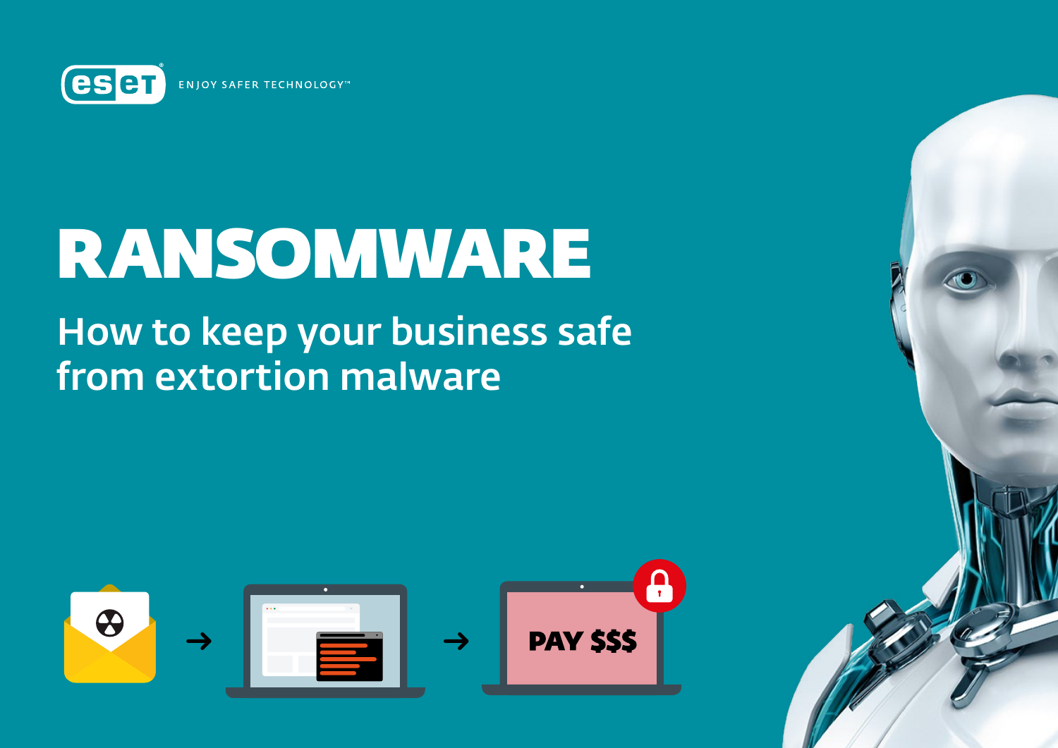ENJOY SAFER TECHNOLOGY™

# RANSOMWARE

## How to keep your business safe from extortion malware

PAY $$$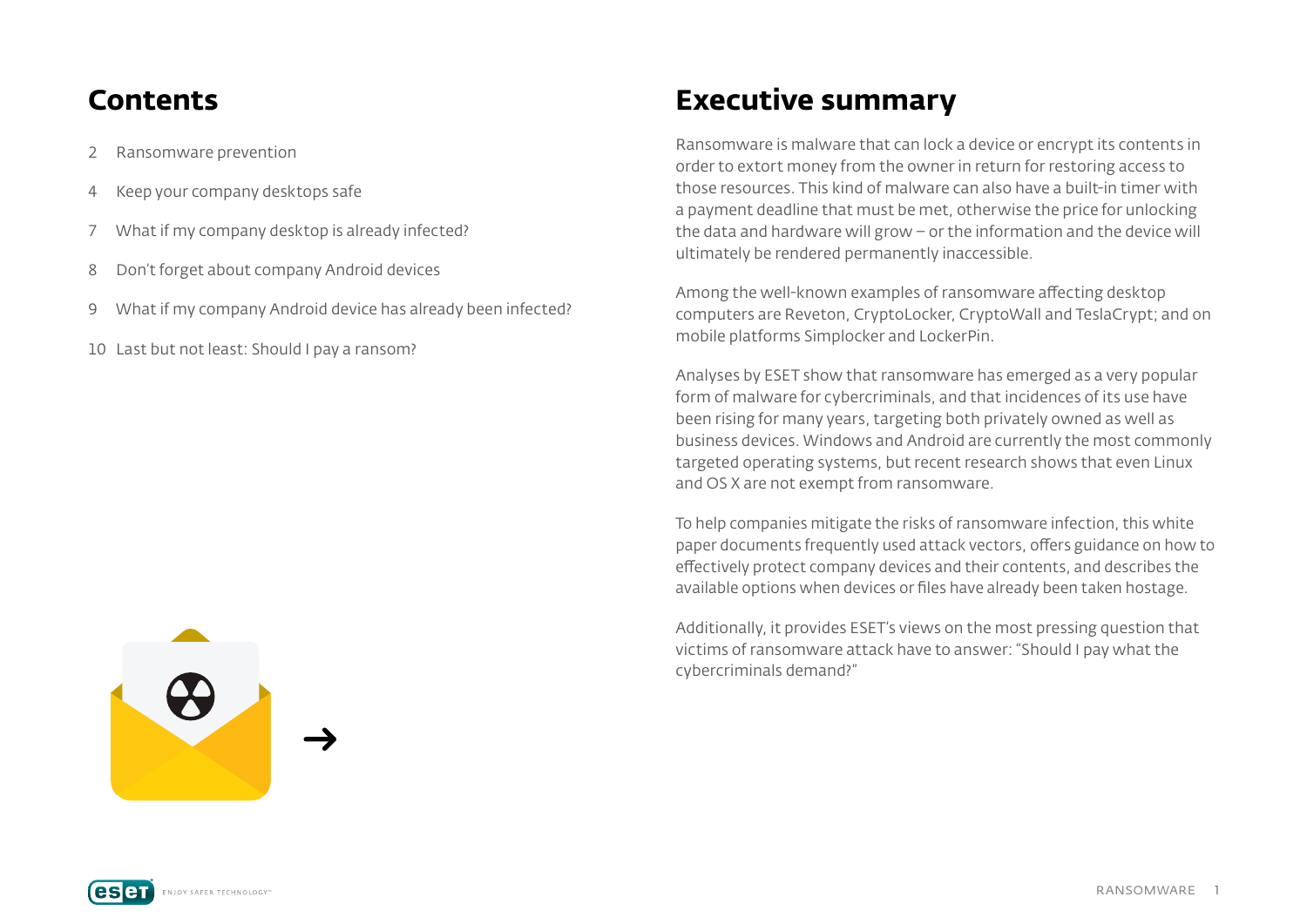## Contents

2 Ransomware prevention

4 Keep your company desktops safe

7 What if my company desktop is already infected?

8 Don't forget about company Android devices

9 What if my company Android device has already been infected?

10 Last but not least: Should I pay a ransom?

## Executive summary

Ransomware is malware that can lock a device or encrypt its contents in order to extort money from the owner in return for restoring access to those resources. This kind of malware can also have a built-in timer with a payment deadline that must be met, otherwise the price for unlocking the data and hardware will grow – or the information and the device will ultimately be rendered permanently inaccessible.

Among the well-known examples of ransomware affecting desktop computers are Reveton, CryptoLocker, CryptoWall and TeslaCrypt; and on mobile platforms Simplocker and LockerPin.

Analyses by ESET show that ransomware has emerged as a very popular form of malware for cybercriminals, and that incidences of its use have been rising for many years, targeting both privately owned as well as business devices. Windows and Android are currently the most commonly targeted operating systems, but recent research shows that even Linux and OS X are not exempt from ransomware.

To help companies mitigate the risks of ransomware infection, this white paper documents frequently used attack vectors, offers guidance on how to effectively protect company devices and their contents, and describes the available options when devices or files have already been taken hostage.

Additionally, it provides ESET's views on the most pressing question that victims of ransomware attack have to answer: "Should I pay what the cybercriminals demand?"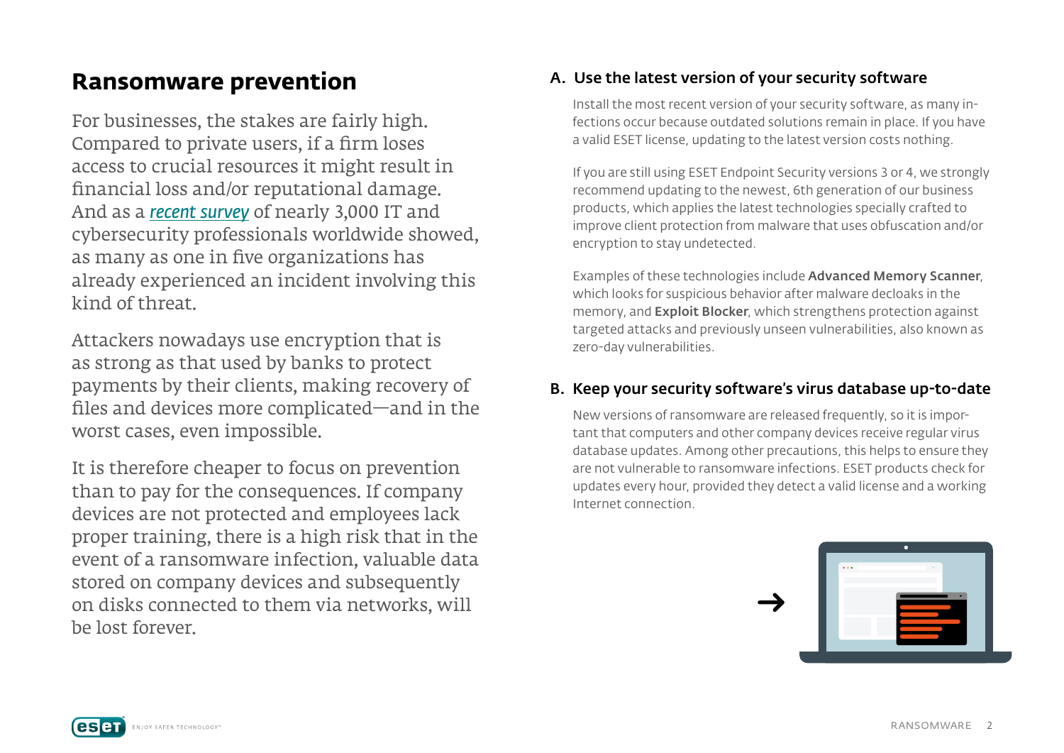# Ransomware prevention

For businesses, the stakes are fairly high. Compared to private users, if a firm loses access to crucial resources it might result in financial loss and/or reputational damage. And as a *recent survey* of nearly 3,000 IT and cybersecurity professionals worldwide showed, as many as one in five organizations has already experienced an incident involving this kind of threat.

Attackers nowadays use encryption that is as strong as that used by banks to protect payments by their clients, making recovery of files and devices more complicated—and in the worst cases, even impossible.

It is therefore cheaper to focus on prevention than to pay for the consequences. If company devices are not protected and employees lack proper training, there is a high risk that in the event of a ransomware infection, valuable data stored on company devices and subsequently on disks connected to them via networks, will be lost forever.

### A. Use the latest version of your security software

Install the most recent version of your security software, as many infections occur because outdated solutions remain in place. If you have a valid ESET license, updating to the latest version costs nothing.

If you are still using ESET Endpoint Security versions 3 or 4, we strongly recommend updating to the newest, 6th generation of our business products, which applies the latest technologies specially crafted to improve client protection from malware that uses obfuscation and/or encryption to stay undetected.

Examples of these technologies include **Advanced Memory Scanner**, which looks for suspicious behavior after malware decloaks in the memory, and **Exploit Blocker**, which strengthens protection against targeted attacks and previously unseen vulnerabilities, also known as zero-day vulnerabilities.

### B. Keep your security software's virus database up-to-date

New versions of ransomware are released frequently, so it is important that computers and other company devices receive regular virus database updates. Among other precautions, this helps to ensure they are not vulnerable to ransomware infections. ESET products check for updates every hour, provided they detect a valid license and a working Internet connection.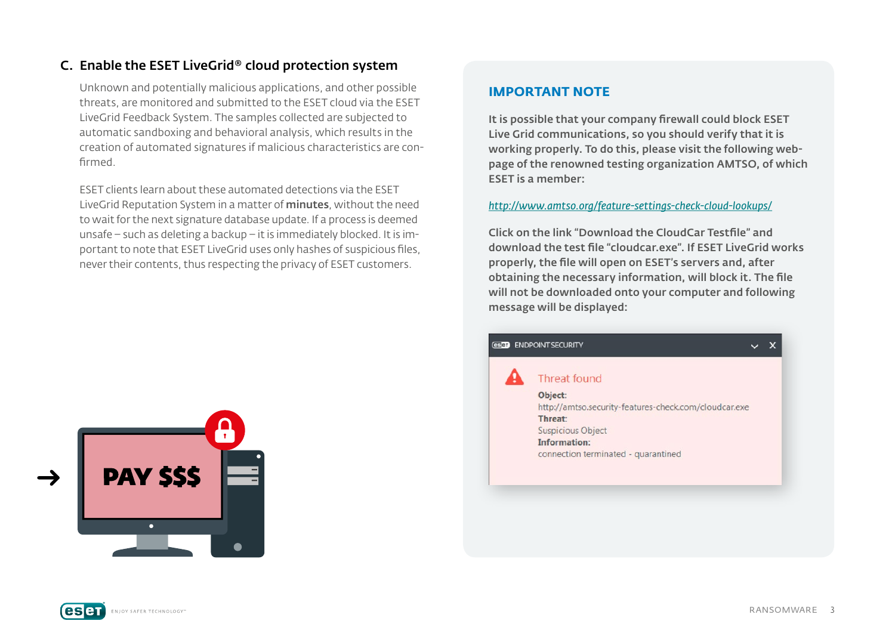## C. Enable the ESET LiveGrid® cloud protection system

Unknown and potentially malicious applications, and other possible threats, are monitored and submitted to the ESET cloud via the ESET LiveGrid Feedback System. The samples collected are subjected to automatic sandboxing and behavioral analysis, which results in the creation of automated signatures if malicious characteristics are confirmed.

ESET clients learn about these automated detections via the ESET LiveGrid Reputation System in a matter of **minutes**, without the need to wait for the next signature database update. If a process is deemed unsafe – such as deleting a backup – it is immediately blocked. It is important to note that ESET LiveGrid uses only hashes of suspicious files, never their contents, thus respecting the privacy of ESET customers.

### IMPORTANT NOTE

**It is possible that your company firewall could block ESET Live Grid communications, so you should verify that it is working properly. To do this, please visit the following webpage of the renowned testing organization AMTSO, of which ESET is a member:**

*http://www.amtso.org/feature-settings-check-cloud-lookups/*

**Click on the link "Download the CloudCar Testfile" and download the test file "cloudcar.exe". If ESET LiveGrid works properly, the file will open on ESET's servers and, after obtaining the necessary information, will block it. The file will not be downloaded onto your computer and following message will be displayed:**

ENDPOINT SECURITY

Threat found

**Object:**
http://amtso.security-features-check.com/cloudcar.exe
**Threat:**
Suspicious Object
**Information:**
connection terminated - quarantined

PAY $$$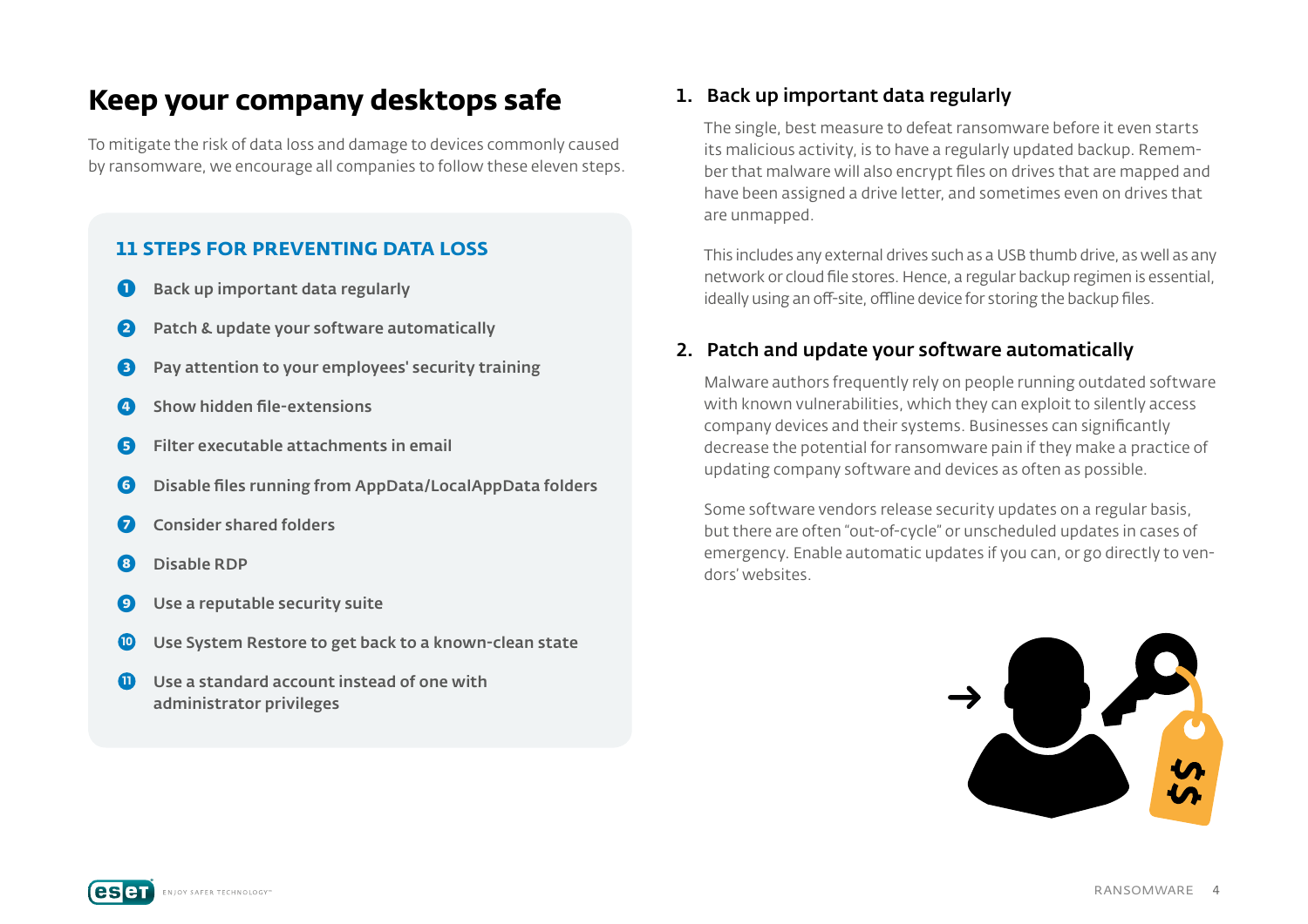# Keep your company desktops safe

To mitigate the risk of data loss and damage to devices commonly caused by ransomware, we encourage all companies to follow these eleven steps.

### 11 STEPS FOR PREVENTING DATA LOSS

1. Back up important data regularly
2. Patch & update your software automatically
3. Pay attention to your employees' security training
4. Show hidden file-extensions
5. Filter executable attachments in email
6. Disable files running from AppData/LocalAppData folders
7. Consider shared folders
8. Disable RDP
9. Use a reputable security suite
10. Use System Restore to get back to a known-clean state
11. Use a standard account instead of one with administrator privileges

## 1. Back up important data regularly

The single, best measure to defeat ransomware before it even starts its malicious activity, is to have a regularly updated backup. Remember that malware will also encrypt files on drives that are mapped and have been assigned a drive letter, and sometimes even on drives that are unmapped.

This includes any external drives such as a USB thumb drive, as well as any network or cloud file stores. Hence, a regular backup regimen is essential, ideally using an off-site, offline device for storing the backup files.

## 2. Patch and update your software automatically

Malware authors frequently rely on people running outdated software with known vulnerabilities, which they can exploit to silently access company devices and their systems. Businesses can significantly decrease the potential for ransomware pain if they make a practice of updating company software and devices as often as possible.

Some software vendors release security updates on a regular basis, but there are often "out-of-cycle" or unscheduled updates in cases of emergency. Enable automatic updates if you can, or go directly to vendors' websites.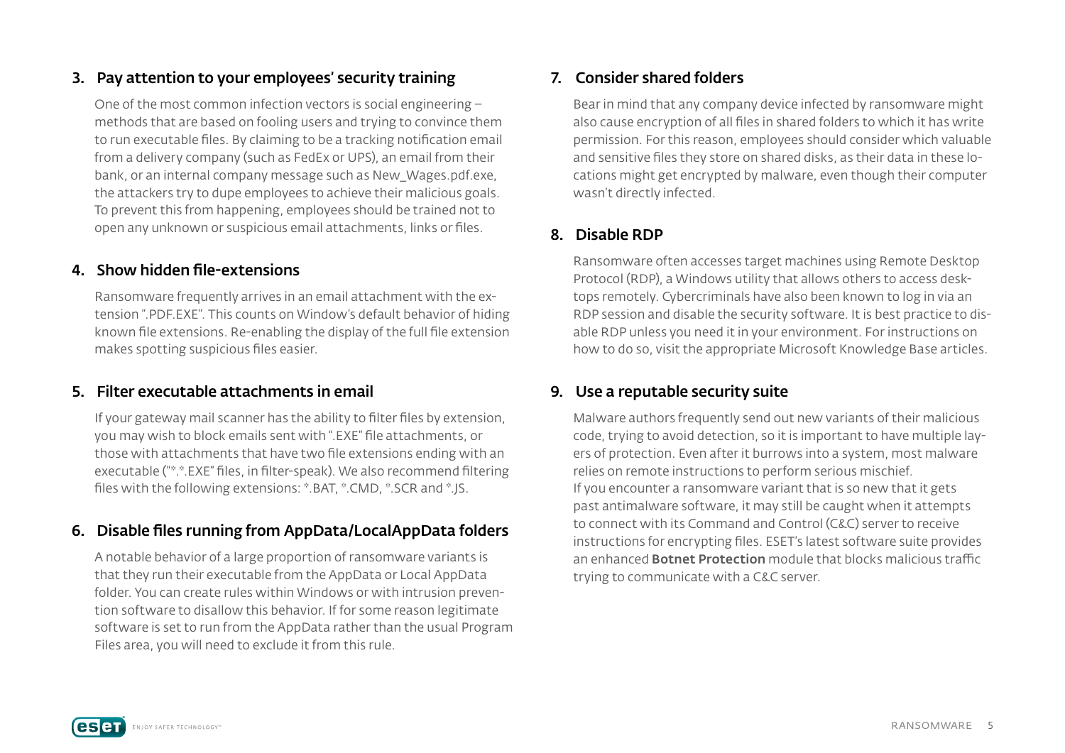### 3. Pay attention to your employees' security training

One of the most common infection vectors is social engineering – methods that are based on fooling users and trying to convince them to run executable files. By claiming to be a tracking notification email from a delivery company (such as FedEx or UPS), an email from their bank, or an internal company message such as New_Wages.pdf.exe, the attackers try to dupe employees to achieve their malicious goals. To prevent this from happening, employees should be trained not to open any unknown or suspicious email attachments, links or files.

### 4. Show hidden file-extensions

Ransomware frequently arrives in an email attachment with the extension ".PDF.EXE". This counts on Window's default behavior of hiding known file extensions. Re-enabling the display of the full file extension makes spotting suspicious files easier.

### 5. Filter executable attachments in email

If your gateway mail scanner has the ability to filter files by extension, you may wish to block emails sent with ".EXE" file attachments, or those with attachments that have two file extensions ending with an executable ("*.*.EXE" files, in filter-speak). We also recommend filtering files with the following extensions: *.BAT, *.CMD, *.SCR and *.JS.

### 6. Disable files running from AppData/LocalAppData folders

A notable behavior of a large proportion of ransomware variants is that they run their executable from the AppData or Local AppData folder. You can create rules within Windows or with intrusion prevention software to disallow this behavior. If for some reason legitimate software is set to run from the AppData rather than the usual Program Files area, you will need to exclude it from this rule.

### 7. Consider shared folders

Bear in mind that any company device infected by ransomware might also cause encryption of all files in shared folders to which it has write permission. For this reason, employees should consider which valuable and sensitive files they store on shared disks, as their data in these locations might get encrypted by malware, even though their computer wasn't directly infected.

### 8. Disable RDP

Ransomware often accesses target machines using Remote Desktop Protocol (RDP), a Windows utility that allows others to access desktops remotely. Cybercriminals have also been known to log in via an RDP session and disable the security software. It is best practice to disable RDP unless you need it in your environment. For instructions on how to do so, visit the appropriate Microsoft Knowledge Base articles.

### 9. Use a reputable security suite

Malware authors frequently send out new variants of their malicious code, trying to avoid detection, so it is important to have multiple layers of protection. Even after it burrows into a system, most malware relies on remote instructions to perform serious mischief.
If you encounter a ransomware variant that is so new that it gets past antimalware software, it may still be caught when it attempts to connect with its Command and Control (C&C) server to receive instructions for encrypting files. ESET's latest software suite provides an enhanced **Botnet Protection** module that blocks malicious traffic trying to communicate with a C&C server.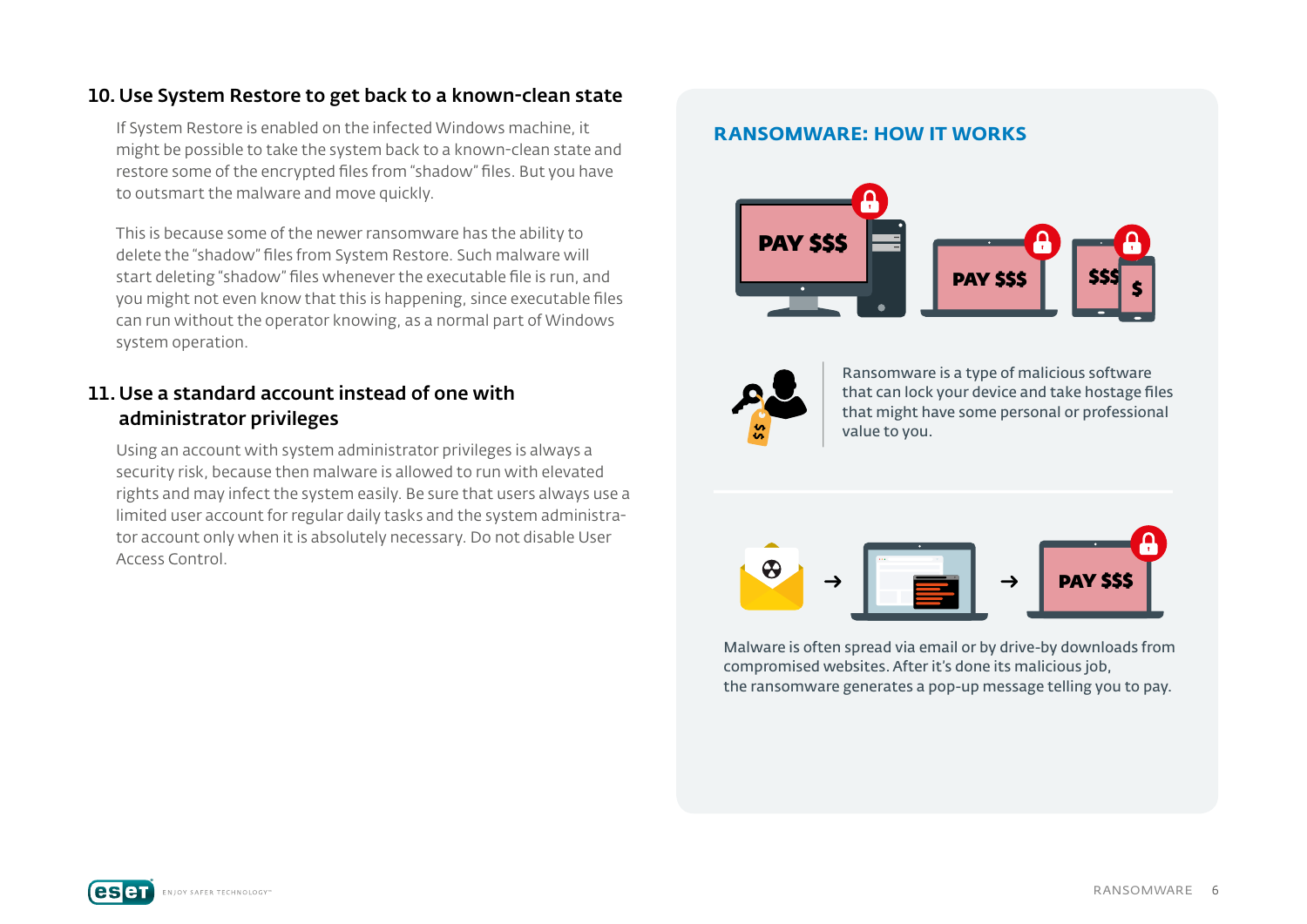## 10. Use System Restore to get back to a known-clean state

If System Restore is enabled on the infected Windows machine, it might be possible to take the system back to a known-clean state and restore some of the encrypted files from "shadow" files. But you have to outsmart the malware and move quickly.

This is because some of the newer ransomware has the ability to delete the "shadow" files from System Restore. Such malware will start deleting "shadow" files whenever the executable file is run, and you might not even know that this is happening, since executable files can run without the operator knowing, as a normal part of Windows system operation.

## 11. Use a standard account instead of one with administrator privileges

Using an account with system administrator privileges is always a security risk, because then malware is allowed to run with elevated rights and may infect the system easily. Be sure that users always use a limited user account for regular daily tasks and the system administrator account only when it is absolutely necessary. Do not disable User Access Control.

### RANSOMWARE: HOW IT WORKS

Ransomware is a type of malicious software that can lock your device and take hostage files that might have some personal or professional value to you.

Malware is often spread via email or by drive-by downloads from compromised websites. After it's done its malicious job, the ransomware generates a pop-up message telling you to pay.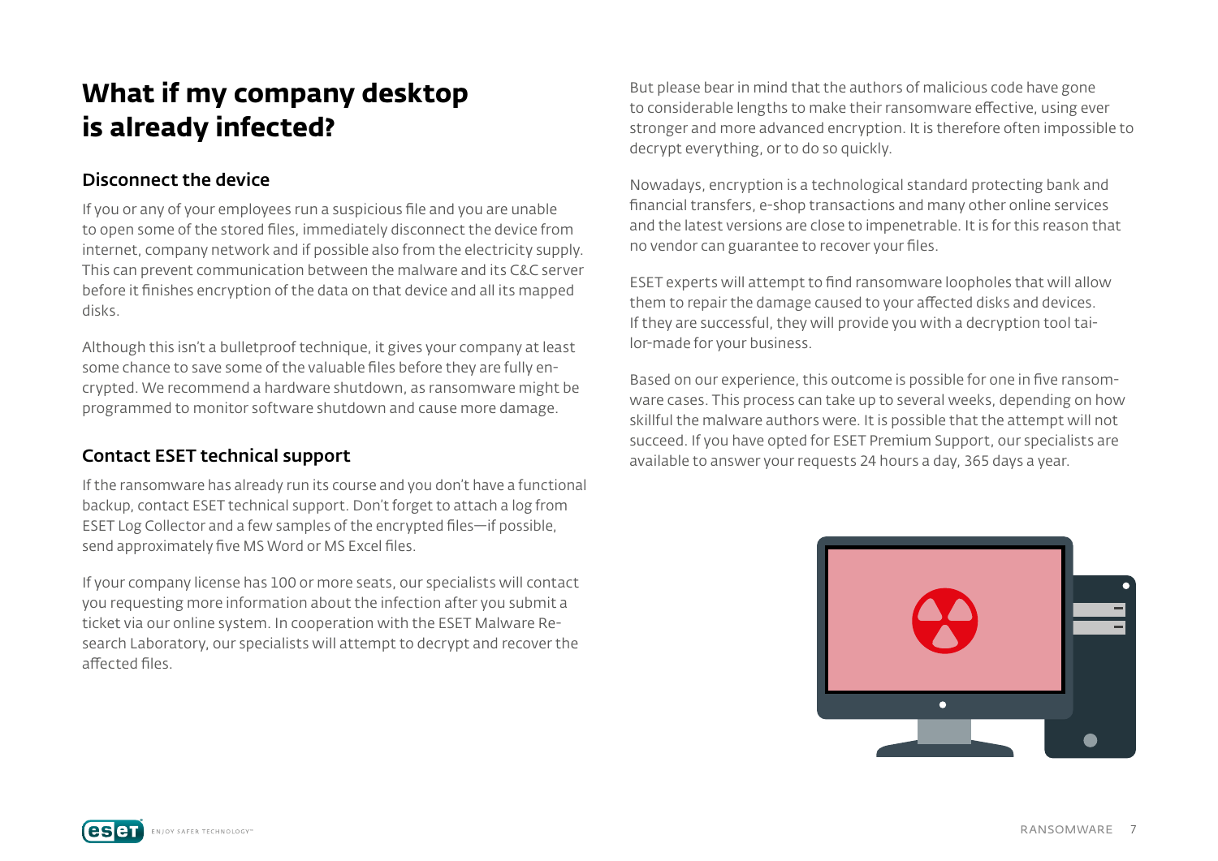# What if my company desktop is already infected?

## Disconnect the device

If you or any of your employees run a suspicious file and you are unable to open some of the stored files, immediately disconnect the device from internet, company network and if possible also from the electricity supply. This can prevent communication between the malware and its C&C server before it finishes encryption of the data on that device and all its mapped disks.

Although this isn't a bulletproof technique, it gives your company at least some chance to save some of the valuable files before they are fully encrypted. We recommend a hardware shutdown, as ransomware might be programmed to monitor software shutdown and cause more damage.

## Contact ESET technical support

If the ransomware has already run its course and you don't have a functional backup, contact ESET technical support. Don't forget to attach a log from ESET Log Collector and a few samples of the encrypted files—if possible, send approximately five MS Word or MS Excel files.

If your company license has 100 or more seats, our specialists will contact you requesting more information about the infection after you submit a ticket via our online system. In cooperation with the ESET Malware Research Laboratory, our specialists will attempt to decrypt and recover the affected files.

But please bear in mind that the authors of malicious code have gone to considerable lengths to make their ransomware effective, using ever stronger and more advanced encryption. It is therefore often impossible to decrypt everything, or to do so quickly.

Nowadays, encryption is a technological standard protecting bank and financial transfers, e-shop transactions and many other online services and the latest versions are close to impenetrable. It is for this reason that no vendor can guarantee to recover your files.

ESET experts will attempt to find ransomware loopholes that will allow them to repair the damage caused to your affected disks and devices. If they are successful, they will provide you with a decryption tool tailor-made for your business.

Based on our experience, this outcome is possible for one in five ransomware cases. This process can take up to several weeks, depending on how skillful the malware authors were. It is possible that the attempt will not succeed. If you have opted for ESET Premium Support, our specialists are available to answer your requests 24 hours a day, 365 days a year.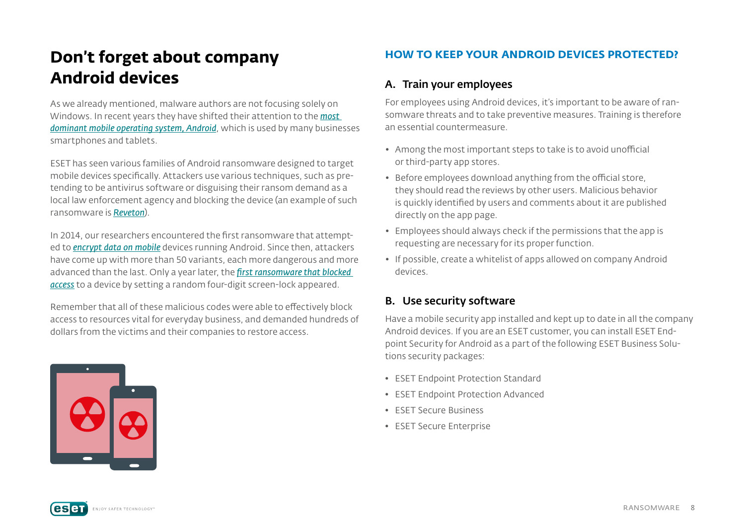# Don't forget about company Android devices

As we already mentioned, malware authors are not focusing solely on Windows. In recent years they have shifted their attention to the *most dominant mobile operating system, Android*, which is used by many businesses smartphones and tablets.

ESET has seen various families of Android ransomware designed to target mobile devices specifically. Attackers use various techniques, such as pretending to be antivirus software or disguising their ransom demand as a local law enforcement agency and blocking the device (an example of such ransomware is *Reveton*).

In 2014, our researchers encountered the first ransomware that attempted to *encrypt data on mobile* devices running Android. Since then, attackers have come up with more than 50 variants, each more dangerous and more advanced than the last. Only a year later, the *first ransomware that blocked access* to a device by setting a random four-digit screen-lock appeared.

Remember that all of these malicious codes were able to effectively block access to resources vital for everyday business, and demanded hundreds of dollars from the victims and their companies to restore access.

## HOW TO KEEP YOUR ANDROID DEVICES PROTECTED?

### A. Train your employees

For employees using Android devices, it's important to be aware of ransomware threats and to take preventive measures. Training is therefore an essential countermeasure.

- Among the most important steps to take is to avoid unofficial or third-party app stores.
- Before employees download anything from the official store, they should read the reviews by other users. Malicious behavior is quickly identified by users and comments about it are published directly on the app page.
- Employees should always check if the permissions that the app is requesting are necessary for its proper function.
- If possible, create a whitelist of apps allowed on company Android devices.

### B. Use security software

Have a mobile security app installed and kept up to date in all the company Android devices. If you are an ESET customer, you can install ESET Endpoint Security for Android as a part of the following ESET Business Solutions security packages:

- ESET Endpoint Protection Standard
- ESET Endpoint Protection Advanced
- ESET Secure Business
- ESET Secure Enterprise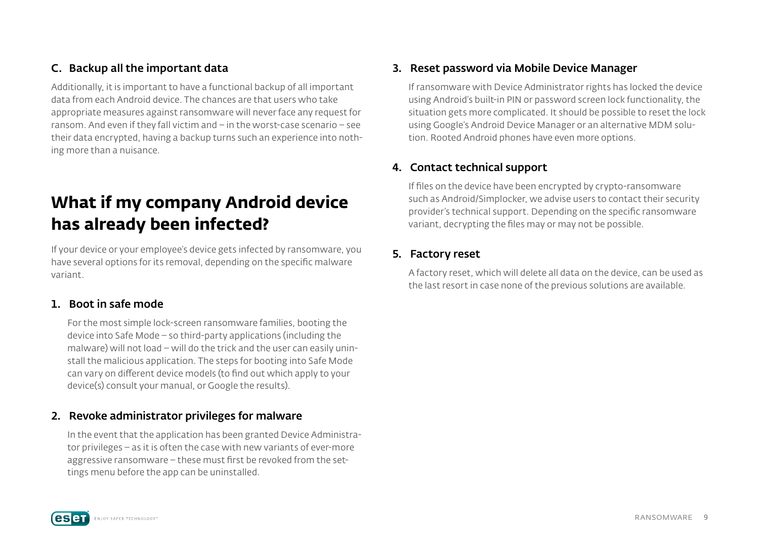### C. Backup all the important data

Additionally, it is important to have a functional backup of all important data from each Android device. The chances are that users who take appropriate measures against ransomware will never face any request for ransom. And even if they fall victim and – in the worst-case scenario – see their data encrypted, having a backup turns such an experience into nothing more than a nuisance.

## What if my company Android device has already been infected?

If your device or your employee's device gets infected by ransomware, you have several options for its removal, depending on the specific malware variant.

### 1. Boot in safe mode

For the most simple lock-screen ransomware families, booting the device into Safe Mode – so third-party applications (including the malware) will not load – will do the trick and the user can easily uninstall the malicious application. The steps for booting into Safe Mode can vary on different device models (to find out which apply to your device(s) consult your manual, or Google the results).

### 2. Revoke administrator privileges for malware

In the event that the application has been granted Device Administrator privileges – as it is often the case with new variants of ever-more aggressive ransomware – these must first be revoked from the settings menu before the app can be uninstalled.

### 3. Reset password via Mobile Device Manager

If ransomware with Device Administrator rights has locked the device using Android's built-in PIN or password screen lock functionality, the situation gets more complicated. It should be possible to reset the lock using Google's Android Device Manager or an alternative MDM solution. Rooted Android phones have even more options.

### 4. Contact technical support

If files on the device have been encrypted by crypto-ransomware such as Android/Simplocker, we advise users to contact their security provider's technical support. Depending on the specific ransomware variant, decrypting the files may or may not be possible.

### 5. Factory reset

A factory reset, which will delete all data on the device, can be used as the last resort in case none of the previous solutions are available.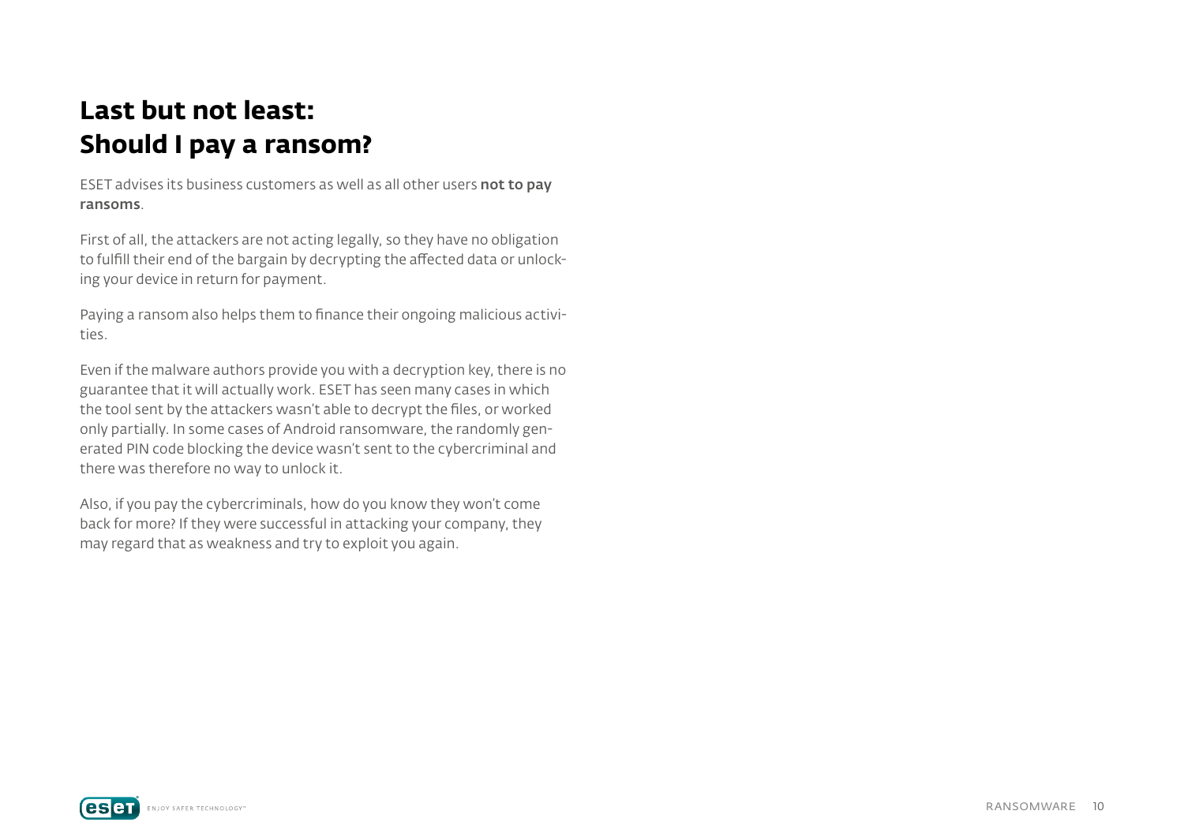# Last but not least: Should I pay a ransom?

ESET advises its business customers as well as all other users **not to pay ransoms**.

First of all, the attackers are not acting legally, so they have no obligation to fulfill their end of the bargain by decrypting the affected data or unlocking your device in return for payment.

Paying a ransom also helps them to finance their ongoing malicious activities.

Even if the malware authors provide you with a decryption key, there is no guarantee that it will actually work. ESET has seen many cases in which the tool sent by the attackers wasn't able to decrypt the files, or worked only partially. In some cases of Android ransomware, the randomly generated PIN code blocking the device wasn't sent to the cybercriminal and there was therefore no way to unlock it.

Also, if you pay the cybercriminals, how do you know they won't come back for more? If they were successful in attacking your company, they may regard that as weakness and try to exploit you again.